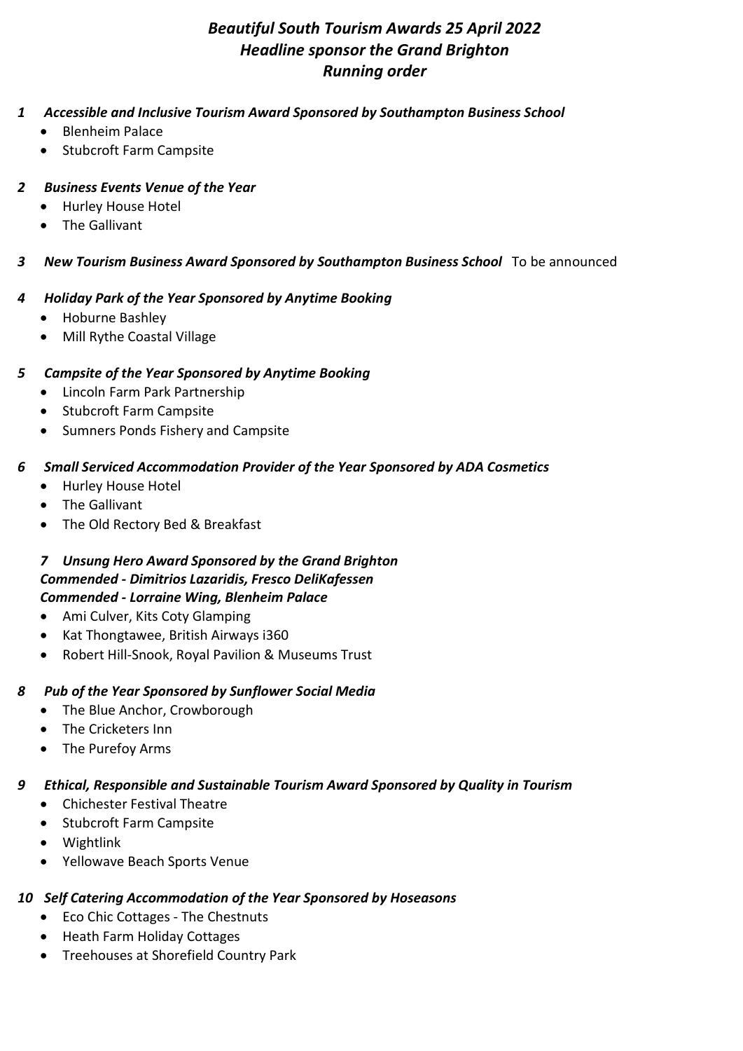# *Beautiful South Tourism Awards 25 April 2022*
# *Headline sponsor the Grand Brighton*
# *Running order*

**1 *Accessible and Inclusive Tourism Award Sponsored by Southampton Business School***

- Blenheim Palace
- Stubcroft Farm Campsite

**2 *Business Events Venue of the Year***

- Hurley House Hotel
- The Gallivant

**3 *New Tourism Business Award Sponsored by Southampton Business School*** To be announced

**4 *Holiday Park of the Year Sponsored by Anytime Booking***

- Hoburne Bashley
- Mill Rythe Coastal Village

**5 *Campsite of the Year Sponsored by Anytime Booking***

- Lincoln Farm Park Partnership
- Stubcroft Farm Campsite
- Sumners Ponds Fishery and Campsite

**6 *Small Serviced Accommodation Provider of the Year Sponsored by ADA Cosmetics***

- Hurley House Hotel
- The Gallivant
- The Old Rectory Bed & Breakfast

**7 *Unsung Hero Award Sponsored by the Grand Brighton***
***Commended - Dimitrios Lazaridis, Fresco DeliKafessen***
***Commended - Lorraine Wing, Blenheim Palace***

- Ami Culver, Kits Coty Glamping
- Kat Thongtawee, British Airways i360
- Robert Hill-Snook, Royal Pavilion & Museums Trust

**8 *Pub of the Year Sponsored by Sunflower Social Media***

- The Blue Anchor, Crowborough
- The Cricketers Inn
- The Purefoy Arms

**9 *Ethical, Responsible and Sustainable Tourism Award Sponsored by Quality in Tourism***

- Chichester Festival Theatre
- Stubcroft Farm Campsite
- Wightlink
- Yellowave Beach Sports Venue

**10 *Self Catering Accommodation of the Year Sponsored by Hoseasons***

- Eco Chic Cottages - The Chestnuts
- Heath Farm Holiday Cottages
- Treehouses at Shorefield Country Park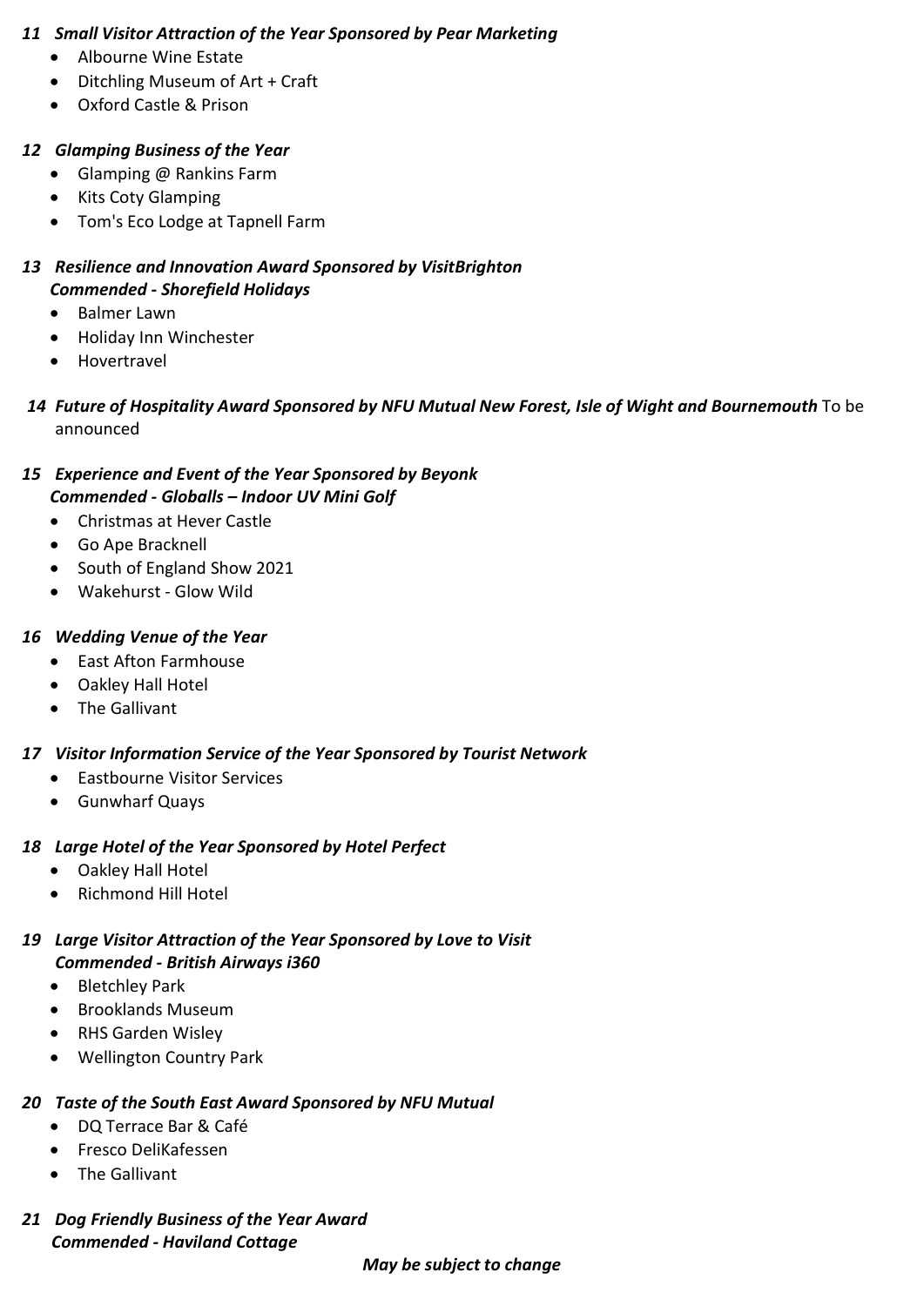***11 Small Visitor Attraction of the Year Sponsored by Pear Marketing***

- Albourne Wine Estate
- Ditchling Museum of Art + Craft
- Oxford Castle & Prison

***12 Glamping Business of the Year***

- Glamping @ Rankins Farm
- Kits Coty Glamping
- Tom's Eco Lodge at Tapnell Farm

***13 Resilience and Innovation Award Sponsored by VisitBrighton***
***Commended - Shorefield Holidays***

- Balmer Lawn
- Holiday Inn Winchester
- Hovertravel

***14 Future of Hospitality Award Sponsored by NFU Mutual New Forest, Isle of Wight and Bournemouth*** To be announced

***15 Experience and Event of the Year Sponsored by Beyonk***
***Commended - Globalls – Indoor UV Mini Golf***

- Christmas at Hever Castle
- Go Ape Bracknell
- South of England Show 2021
- Wakehurst - Glow Wild

***16 Wedding Venue of the Year***

- East Afton Farmhouse
- Oakley Hall Hotel
- The Gallivant

***17 Visitor Information Service of the Year Sponsored by Tourist Network***

- Eastbourne Visitor Services
- Gunwharf Quays

***18 Large Hotel of the Year Sponsored by Hotel Perfect***

- Oakley Hall Hotel
- Richmond Hill Hotel

***19 Large Visitor Attraction of the Year Sponsored by Love to Visit***
***Commended - British Airways i360***

- Bletchley Park
- Brooklands Museum
- RHS Garden Wisley
- Wellington Country Park

***20 Taste of the South East Award Sponsored by NFU Mutual***

- DQ Terrace Bar & Café
- Fresco DeliKafessen
- The Gallivant

***21 Dog Friendly Business of the Year Award***
***Commended - Haviland Cottage***

***May be subject to change***